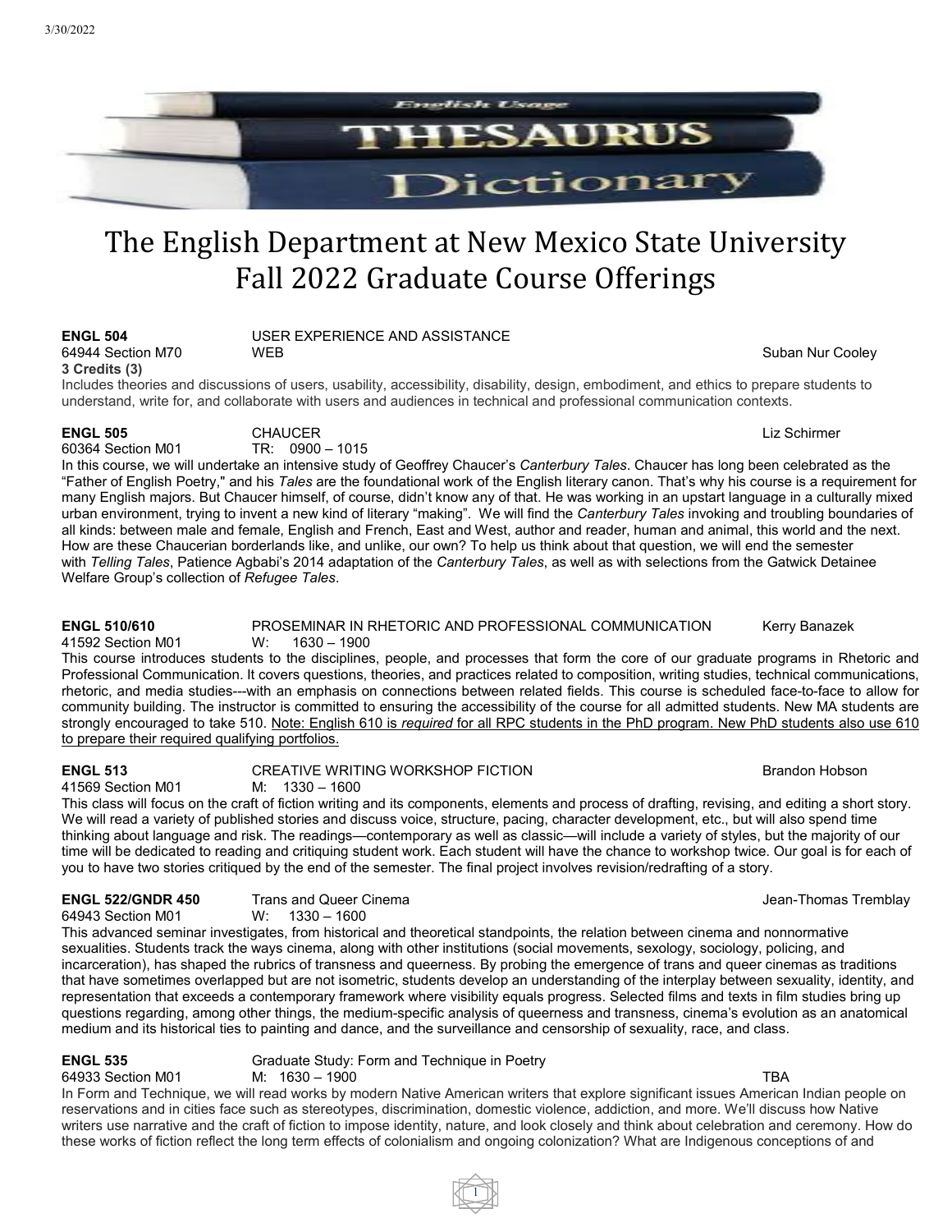# The English Department at New Mexico State University Fall 2022 Graduate Course Offerings

**ENGL 504** USER EXPERIENCE AND ASSISTANCE
64944 Section M70 WEB Suban Nur Cooley
**3 Credits (3)**
Includes theories and discussions of users, usability, accessibility, disability, design, embodiment, and ethics to prepare students to understand, write for, and collaborate with users and audiences in technical and professional communication contexts.

**ENGL 505** CHAUCER Liz Schirmer
60364 Section M01 TR: 0900 – 1015
In this course, we will undertake an intensive study of Geoffrey Chaucer's *Canterbury Tales*. Chaucer has long been celebrated as the "Father of English Poetry," and his *Tales* are the foundational work of the English literary canon. That's why his course is a requirement for many English majors. But Chaucer himself, of course, didn't know any of that. He was working in an upstart language in a culturally mixed urban environment, trying to invent a new kind of literary "making". We will find the *Canterbury Tales* invoking and troubling boundaries of all kinds: between male and female, English and French, East and West, author and reader, human and animal, this world and the next. How are these Chaucerian borderlands like, and unlike, our own? To help us think about that question, we will end the semester with *Telling Tales*, Patience Agbabi's 2014 adaptation of the *Canterbury Tales*, as well as with selections from the Gatwick Detainee Welfare Group's collection of *Refugee Tales*.

**ENGL 510/610** PROSEMINAR IN RHETORIC AND PROFESSIONAL COMMUNICATION Kerry Banazek
41592 Section M01 W: 1630 – 1900
This course introduces students to the disciplines, people, and processes that form the core of our graduate programs in Rhetoric and Professional Communication. It covers questions, theories, and practices related to composition, writing studies, technical communications, rhetoric, and media studies---with an emphasis on connections between related fields. This course is scheduled face-to-face to allow for community building. The instructor is committed to ensuring the accessibility of the course for all admitted students. New MA students are strongly encouraged to take 510. <u>Note: English 610 is *required* for all RPC students in the PhD program. New PhD students also use 610 to prepare their required qualifying portfolios.</u>

**ENGL 513** CREATIVE WRITING WORKSHOP FICTION Brandon Hobson
41569 Section M01 M: 1330 – 1600
This class will focus on the craft of fiction writing and its components, elements and process of drafting, revising, and editing a short story. We will read a variety of published stories and discuss voice, structure, pacing, character development, etc., but will also spend time thinking about language and risk. The readings—contemporary as well as classic—will include a variety of styles, but the majority of our time will be dedicated to reading and critiquing student work. Each student will have the chance to workshop twice. Our goal is for each of you to have two stories critiqued by the end of the semester. The final project involves revision/redrafting of a story.

**ENGL 522/GNDR 450** Trans and Queer Cinema Jean-Thomas Tremblay
64943 Section M01 W: 1330 – 1600
This advanced seminar investigates, from historical and theoretical standpoints, the relation between cinema and nonnormative sexualities. Students track the ways cinema, along with other institutions (social movements, sexology, sociology, policing, and incarceration), has shaped the rubrics of transness and queerness. By probing the emergence of trans and queer cinemas as traditions that have sometimes overlapped but are not isometric, students develop an understanding of the interplay between sexuality, identity, and representation that exceeds a contemporary framework where visibility equals progress. Selected films and texts in film studies bring up questions regarding, among other things, the medium-specific analysis of queerness and transness, cinema's evolution as an anatomical medium and its historical ties to painting and dance, and the surveillance and censorship of sexuality, race, and class.

**ENGL 535** Graduate Study: Form and Technique in Poetry
64933 Section M01 M: 1630 – 1900 TBA
In Form and Technique, we will read works by modern Native American writers that explore significant issues American Indian people on reservations and in cities face such as stereotypes, discrimination, domestic violence, addiction, and more. We'll discuss how Native writers use narrative and the craft of fiction to impose identity, nature, and look closely and think about celebration and ceremony. How do these works of fiction reflect the long term effects of colonialism and ongoing colonization? What are Indigenous conceptions of and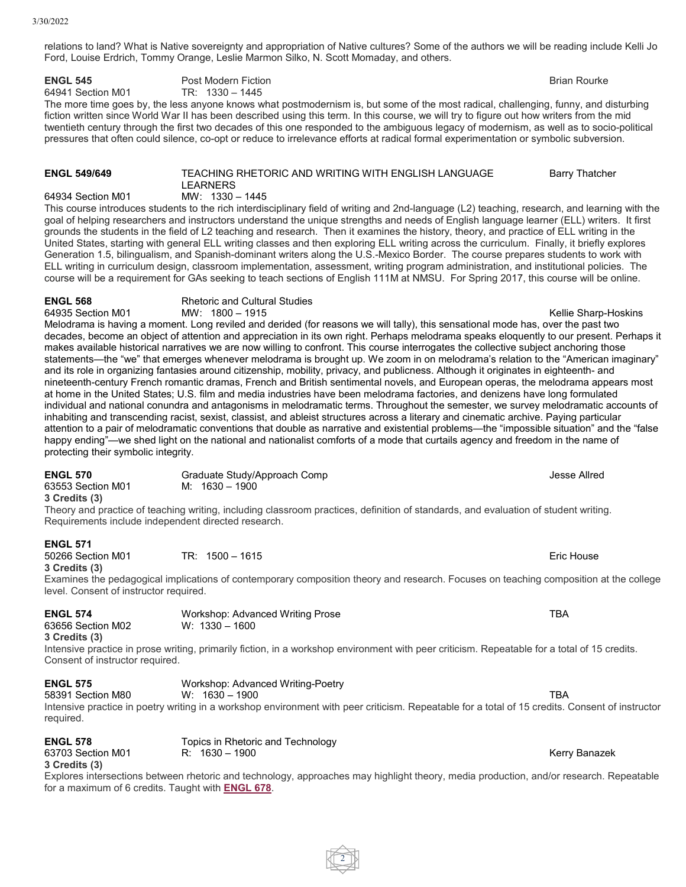relations to land? What is Native sovereignty and appropriation of Native cultures? Some of the authors we will be reading include Kelli Jo Ford, Louise Erdrich, Tommy Orange, Leslie Marmon Silko, N. Scott Momaday, and others.

**ENGL 545** Post Modern Fiction Brian Rourke
64941 Section M01 TR: 1330 – 1445

The more time goes by, the less anyone knows what postmodernism is, but some of the most radical, challenging, funny, and disturbing fiction written since World War II has been described using this term. In this course, we will try to figure out how writers from the mid twentieth century through the first two decades of this one responded to the ambiguous legacy of modernism, as well as to socio-political pressures that often could silence, co-opt or reduce to irrelevance efforts at radical formal experimentation or symbolic subversion.

**ENGL 549/649** TEACHING RHETORIC AND WRITING WITH ENGLISH LANGUAGE LEARNERS Barry Thatcher
64934 Section M01 MW: 1330 – 1445

This course introduces students to the rich interdisciplinary field of writing and 2nd-language (L2) teaching, research, and learning with the goal of helping researchers and instructors understand the unique strengths and needs of English language learner (ELL) writers. It first grounds the students in the field of L2 teaching and research. Then it examines the history, theory, and practice of ELL writing in the United States, starting with general ELL writing classes and then exploring ELL writing across the curriculum. Finally, it briefly explores Generation 1.5, bilingualism, and Spanish-dominant writers along the U.S.-Mexico Border. The course prepares students to work with ELL writing in curriculum design, classroom implementation, assessment, writing program administration, and institutional policies. The course will be a requirement for GAs seeking to teach sections of English 111M at NMSU. For Spring 2017, this course will be online.

**ENGL 568** Rhetoric and Cultural Studies
64935 Section M01 MW: 1800 – 1915 Kellie Sharp-Hoskins

Melodrama is having a moment. Long reviled and derided (for reasons we will tally), this sensational mode has, over the past two decades, become an object of attention and appreciation in its own right. Perhaps melodrama speaks eloquently to our present. Perhaps it makes available historical narratives we are now willing to confront. This course interrogates the collective subject anchoring those statements—the "we" that emerges whenever melodrama is brought up. We zoom in on melodrama's relation to the "American imaginary" and its role in organizing fantasies around citizenship, mobility, privacy, and publicness. Although it originates in eighteenth- and nineteenth-century French romantic dramas, French and British sentimental novels, and European operas, the melodrama appears most at home in the United States; U.S. film and media industries have been melodrama factories, and denizens have long formulated individual and national conundra and antagonisms in melodramatic terms. Throughout the semester, we survey melodramatic accounts of inhabiting and transcending racist, sexist, classist, and ableist structures across a literary and cinematic archive. Paying particular attention to a pair of melodramatic conventions that double as narrative and existential problems—the "impossible situation" and the "false happy ending"—we shed light on the national and nationalist comforts of a mode that curtails agency and freedom in the name of protecting their symbolic integrity.

**ENGL 570** Graduate Study/Approach Comp Jesse Allred
63553 Section M01 M: 1630 – 1900
**3 Credits (3)**

Theory and practice of teaching writing, including classroom practices, definition of standards, and evaluation of student writing. Requirements include independent directed research.

**ENGL 571**
50266 Section M01 TR: 1500 – 1615 Eric House
**3 Credits (3)**

Examines the pedagogical implications of contemporary composition theory and research. Focuses on teaching composition at the college level. Consent of instructor required.

**ENGL 574** Workshop: Advanced Writing Prose TBA
63656 Section M02 W: 1330 – 1600
**3 Credits (3)**

Intensive practice in prose writing, primarily fiction, in a workshop environment with peer criticism. Repeatable for a total of 15 credits. Consent of instructor required.

**ENGL 575** Workshop: Advanced Writing-Poetry
58391 Section M80 W: 1630 – 1900 TBA

Intensive practice in poetry writing in a workshop environment with peer criticism. Repeatable for a total of 15 credits. Consent of instructor required.

**ENGL 578** Topics in Rhetoric and Technology
63703 Section M01 R: 1630 – 1900 Kerry Banazek
**3 Credits (3)**

Explores intersections between rhetoric and technology, approaches may highlight theory, media production, and/or research. Repeatable for a maximum of 6 credits. Taught with **ENGL 678**.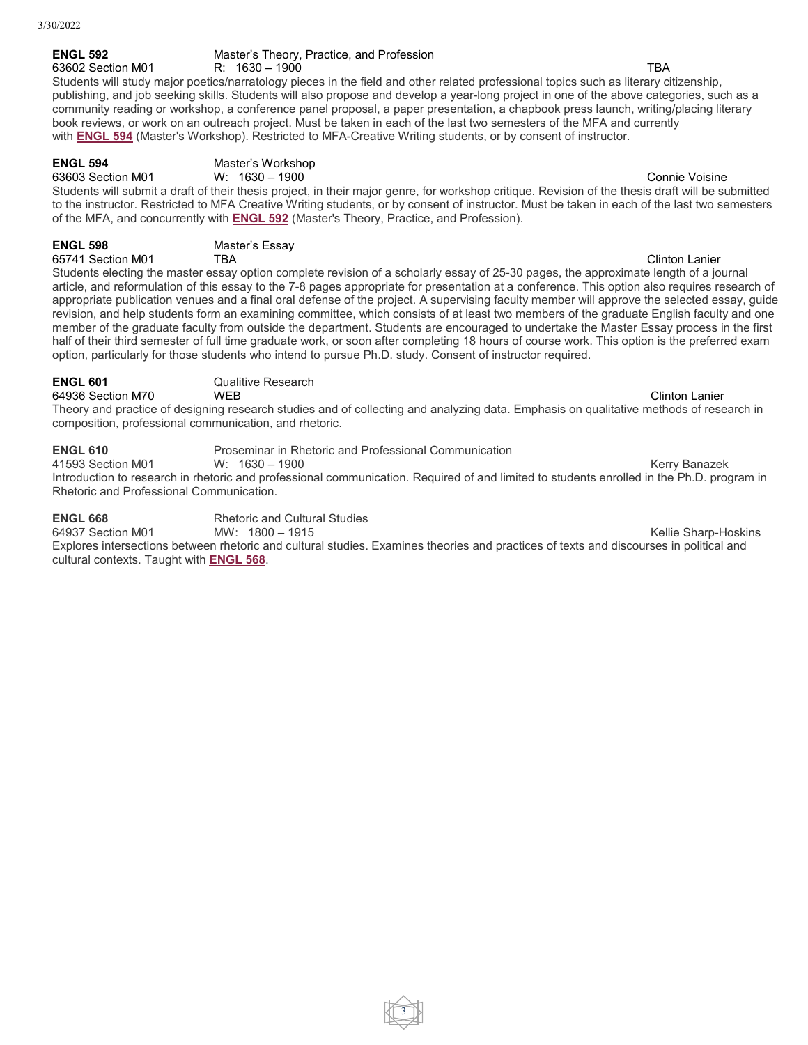**ENGL 592** Master's Theory, Practice, and Profession
63602 Section M01 R: 1630 – 1900 TBA
Students will study major poetics/narratology pieces in the field and other related professional topics such as literary citizenship, publishing, and job seeking skills. Students will also propose and develop a year-long project in one of the above categories, such as a community reading or workshop, a conference panel proposal, a paper presentation, a chapbook press launch, writing/placing literary book reviews, or work on an outreach project. Must be taken in each of the last two semesters of the MFA and currently with **ENGL 594** (Master's Workshop). Restricted to MFA-Creative Writing students, or by consent of instructor.

**ENGL 594** Master's Workshop
63603 Section M01 W: 1630 – 1900 Connie Voisine
Students will submit a draft of their thesis project, in their major genre, for workshop critique. Revision of the thesis draft will be submitted to the instructor. Restricted to MFA Creative Writing students, or by consent of instructor. Must be taken in each of the last two semesters of the MFA, and concurrently with **ENGL 592** (Master's Theory, Practice, and Profession).

**ENGL 598** Master's Essay
65741 Section M01 TBA Clinton Lanier
Students electing the master essay option complete revision of a scholarly essay of 25-30 pages, the approximate length of a journal article, and reformulation of this essay to the 7-8 pages appropriate for presentation at a conference. This option also requires research of appropriate publication venues and a final oral defense of the project. A supervising faculty member will approve the selected essay, guide revision, and help students form an examining committee, which consists of at least two members of the graduate English faculty and one member of the graduate faculty from outside the department. Students are encouraged to undertake the Master Essay process in the first half of their third semester of full time graduate work, or soon after completing 18 hours of course work. This option is the preferred exam option, particularly for those students who intend to pursue Ph.D. study. Consent of instructor required.

**ENGL 601** Qualitive Research
64936 Section M70 WEB Clinton Lanier
Theory and practice of designing research studies and of collecting and analyzing data. Emphasis on qualitative methods of research in composition, professional communication, and rhetoric.

**ENGL 610** Proseminar in Rhetoric and Professional Communication
41593 Section M01 W: 1630 – 1900 Kerry Banazek
Introduction to research in rhetoric and professional communication. Required of and limited to students enrolled in the Ph.D. program in Rhetoric and Professional Communication.

**ENGL 668** Rhetoric and Cultural Studies
64937 Section M01 MW: 1800 – 1915 Kellie Sharp-Hoskins
Explores intersections between rhetoric and cultural studies. Examines theories and practices of texts and discourses in political and cultural contexts. Taught with **ENGL 568**.